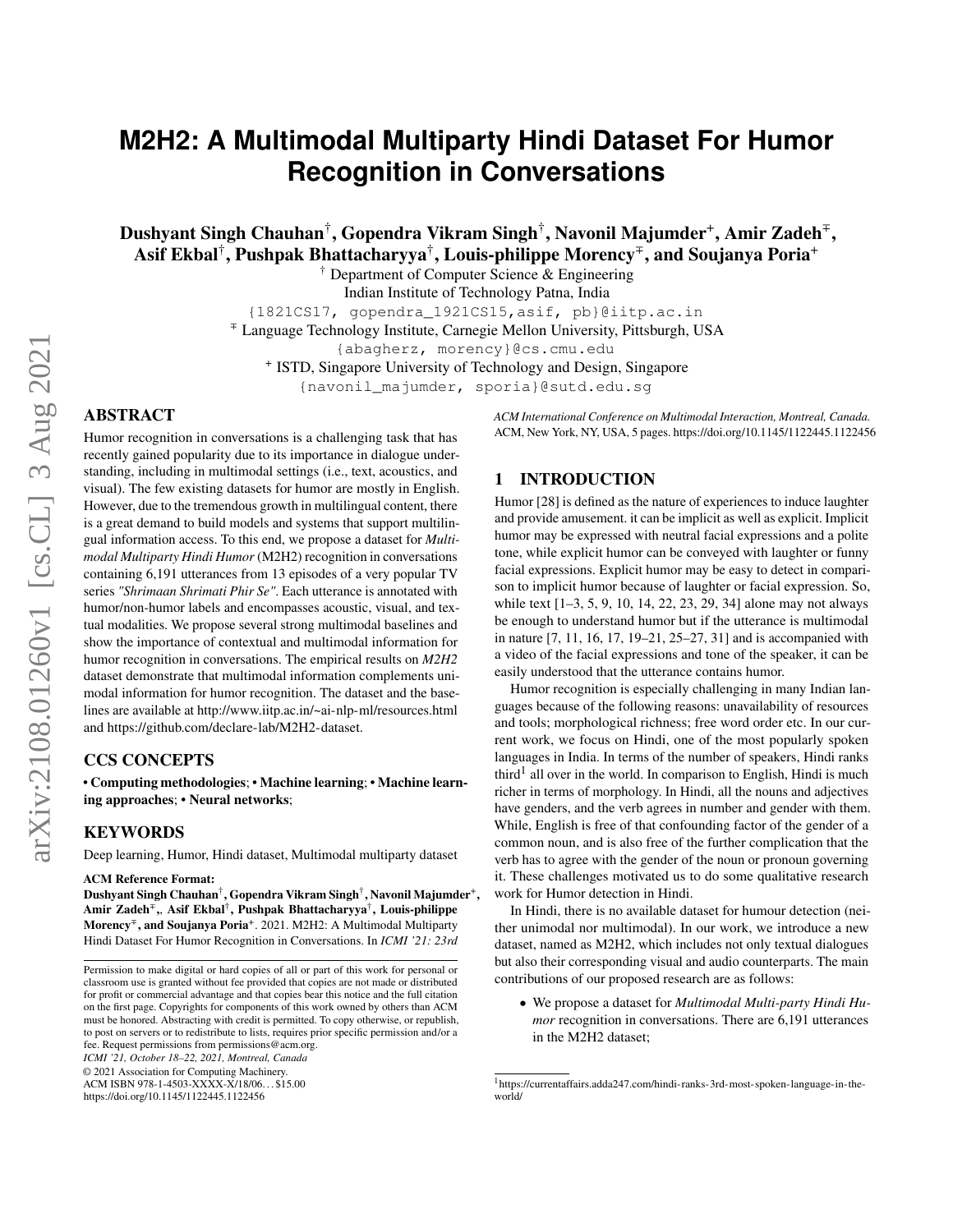# M2H2: A Multimodal Multiparty Hindi Dataset For Humor Recognition in Conversations

**Dushyant Singh Chauhan[†], Gopendra Vikram Singh[†], Navonil Majumder[+], Amir Zadeh[∓], Asif Ekbal[†], Pushpak Bhattacharyya[†], Louis-philippe Morency[∓], and Soujanya Poria[+]**

[†] Department of Computer Science & Engineering
Indian Institute of Technology Patna, India
{1821CS17, gopendra_1921CS15,asif, pb}@iitp.ac.in

[∓] Language Technology Institute, Carnegie Mellon University, Pittsburgh, USA
{abagherz, morency}@cs.cmu.edu

[+] ISTD, Singapore University of Technology and Design, Singapore
{navonil_majumder, sporia}@sutd.edu.sg

## ABSTRACT

Humor recognition in conversations is a challenging task that has recently gained popularity due to its importance in dialogue understanding, including in multimodal settings (i.e., text, acoustics, and visual). The few existing datasets for humor are mostly in English. However, due to the tremendous growth in multilingual content, there is a great demand to build models and systems that support multilingual information access. To this end, we propose a dataset for *Multimodal Multiparty Hindi Humor* (M2H2) recognition in conversations containing 6,191 utterances from 13 episodes of a very popular TV series *"Shrimaan Shrimati Phir Se"*. Each utterance is annotated with humor/non-humor labels and encompasses acoustic, visual, and textual modalities. We propose several strong multimodal baselines and show the importance of contextual and multimodal information for humor recognition in conversations. The empirical results on *M2H2* dataset demonstrate that multimodal information complements unimodal information for humor recognition. The dataset and the baselines are available at http://www.iitp.ac.in/~ai-nlp-ml/resources.html and https://github.com/declare-lab/M2H2-dataset.

## CCS CONCEPTS

• **Computing methodologies**; • **Machine learning**; • **Machine learning approaches**; • **Neural networks**;

## KEYWORDS

Deep learning, Humor, Hindi dataset, Multimodal multiparty dataset

**ACM Reference Format:**
**Dushyant Singh Chauhan[†], Gopendra Vikram Singh[†], Navonil Majumder[+], Amir Zadeh[∓],, Asif Ekbal[†], Pushpak Bhattacharyya[†], Louis-philippe Morency[∓], and Soujanya Poria[+]**. 2021. M2H2: A Multimodal Multiparty Hindi Dataset For Humor Recognition in Conversations. In *ICMI '21: 23rd ACM International Conference on Multimodal Interaction, Montreal, Canada.* ACM, New York, NY, USA, 5 pages. https://doi.org/10.1145/1122445.1122456

Permission to make digital or hard copies of all or part of this work for personal or classroom use is granted without fee provided that copies are not made or distributed for profit or commercial advantage and that copies bear this notice and the full citation on the first page. Copyrights for components of this work owned by others than ACM must be honored. Abstracting with credit is permitted. To copy otherwise, or republish, to post on servers or to redistribute to lists, requires prior specific permission and/or a fee. Request permissions from permissions@acm.org.
*ICMI '21, October 18–22, 2021, Montreal, Canada*
© 2021 Association for Computing Machinery.
ACM ISBN 978-1-4503-XXXX-X/18/06...$15.00
https://doi.org/10.1145/1122445.1122456

## 1 INTRODUCTION

Humor [28] is defined as the nature of experiences to induce laughter and provide amusement. it can be implicit as well as explicit. Implicit humor may be expressed with neutral facial expressions and a polite tone, while explicit humor can be conveyed with laughter or funny facial expressions. Explicit humor may be easy to detect in comparison to implicit humor because of laughter or facial expression. So, while text [1–3, 5, 9, 10, 14, 22, 23, 29, 34] alone may not always be enough to understand humor but if the utterance is multimodal in nature [7, 11, 16, 17, 19–21, 25–27, 31] and is accompanied with a video of the facial expressions and tone of the speaker, it can be easily understood that the utterance contains humor.

Humor recognition is especially challenging in many Indian languages because of the following reasons: unavailability of resources and tools; morphological richness; free word order etc. In our current work, we focus on Hindi, one of the most popularly spoken languages in India. In terms of the number of speakers, Hindi ranks third[1] all over in the world. In comparison to English, Hindi is much richer in terms of morphology. In Hindi, all the nouns and adjectives have genders, and the verb agrees in number and gender with them. While, English is free of that confounding factor of the gender of a common noun, and is also free of the further complication that the verb has to agree with the gender of the noun or pronoun governing it. These challenges motivated us to do some qualitative research work for Humor detection in Hindi.

In Hindi, there is no available dataset for humour detection (neither unimodal nor multimodal). In our work, we introduce a new dataset, named as M2H2, which includes not only textual dialogues but also their corresponding visual and audio counterparts. The main contributions of our proposed research are as follows:

- We propose a dataset for *Multimodal Multi-party Hindi Humor* recognition in conversations. There are 6,191 utterances in the M2H2 dataset;

[1] https://currentaffairs.adda247.com/hindi-ranks-3rd-most-spoken-language-in-the-world/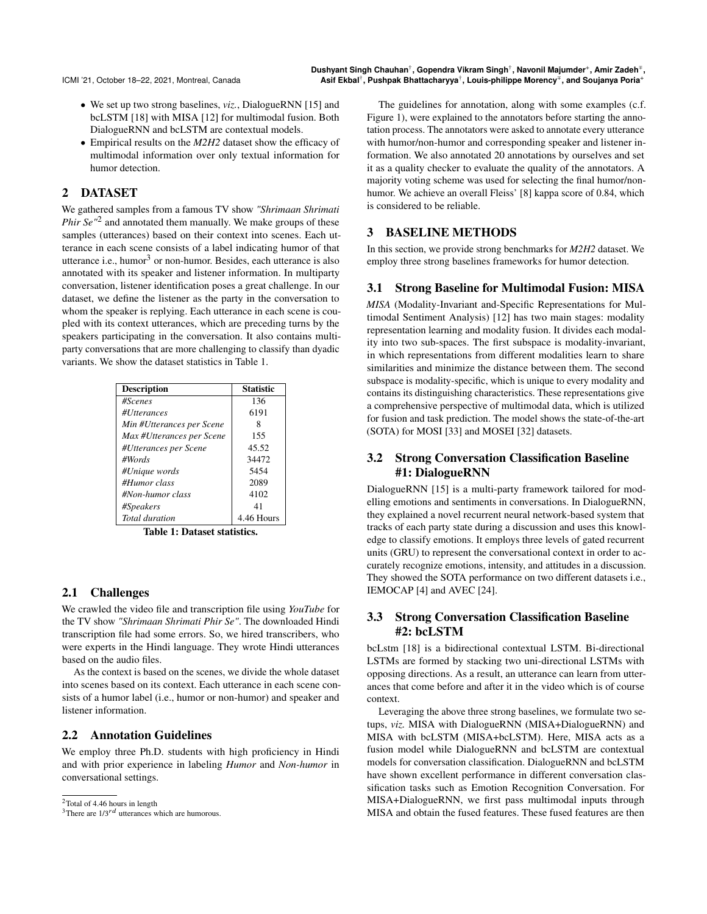- We set up two strong baselines, *viz.*, DialogueRNN [15] and bcLSTM [18] with MISA [12] for multimodal fusion. Both DialogueRNN and bcLSTM are contextual models.
- Empirical results on the *M2H2* dataset show the efficacy of multimodal information over only textual information for humor detection.

## 2 DATASET

We gathered samples from a famous TV show *"Shrimaan Shrimati Phir Se"*[2] and annotated them manually. We make groups of these samples (utterances) based on their context into scenes. Each utterance in each scene consists of a label indicating humor of that utterance i.e., humor[3] or non-humor. Besides, each utterance is also annotated with its speaker and listener information. In multiparty conversation, listener identification poses a great challenge. In our dataset, we define the listener as the party in the conversation to whom the speaker is replying. Each utterance in each scene is coupled with its context utterances, which are preceding turns by the speakers participating in the conversation. It also contains multi-party conversations that are more challenging to classify than dyadic variants. We show the dataset statistics in Table 1.

| Description | Statistic |
|---|---|
| *#Scenes* | 136 |
| *#Utterances* | 6191 |
| *Min #Utterances per Scene* | 8 |
| *Max #Utterances per Scene* | 155 |
| *#Utterances per Scene* | 45.52 |
| *#Words* | 34472 |
| *#Unique words* | 5454 |
| *#Humor class* | 2089 |
| *#Non-humor class* | 4102 |
| *#Speakers* | 41 |
| *Total duration* | 4.46 Hours |

**Table 1: Dataset statistics.**

### 2.1 Challenges

We crawled the video file and transcription file using *YouTube* for the TV show *"Shrimaan Shrimati Phir Se"*. The downloaded Hindi transcription file had some errors. So, we hired transcribers, who were experts in the Hindi language. They wrote Hindi utterances based on the audio files.

As the context is based on the scenes, we divide the whole dataset into scenes based on its context. Each utterance in each scene consists of a humor label (i.e., humor or non-humor) and speaker and listener information.

### 2.2 Annotation Guidelines

We employ three Ph.D. students with high proficiency in Hindi and with prior experience in labeling *Humor* and *Non-humor* in conversational settings.

The guidelines for annotation, along with some examples (c.f. Figure 1), were explained to the annotators before starting the annotation process. The annotators were asked to annotate every utterance with humor/non-humor and corresponding speaker and listener information. We also annotated 20 annotations by ourselves and set it as a quality checker to evaluate the quality of the annotators. A majority voting scheme was used for selecting the final humor/non-humor. We achieve an overall Fleiss' [8] kappa score of 0.84, which is considered to be reliable.

## 3 BASELINE METHODS

In this section, we provide strong benchmarks for *M2H2* dataset. We employ three strong baselines frameworks for humor detection.

### 3.1 Strong Baseline for Multimodal Fusion: MISA

*MISA* (Modality-Invariant and-Specific Representations for Multimodal Sentiment Analysis) [12] has two main stages: modality representation learning and modality fusion. It divides each modality into two sub-spaces. The first subspace is modality-invariant, in which representations from different modalities learn to share similarities and minimize the distance between them. The second subspace is modality-specific, which is unique to every modality and contains its distinguishing characteristics. These representations give a comprehensive perspective of multimodal data, which is utilized for fusion and task prediction. The model shows the state-of-the-art (SOTA) for MOSI [33] and MOSEI [32] datasets.

### 3.2 Strong Conversation Classification Baseline #1: DialogueRNN

DialogueRNN [15] is a multi-party framework tailored for modelling emotions and sentiments in conversations. In DialogueRNN, they explained a novel recurrent neural network-based system that tracks of each party state during a discussion and uses this knowledge to classify emotions. It employs three levels of gated recurrent units (GRU) to represent the conversational context in order to accurately recognize emotions, intensity, and attitudes in a discussion. They showed the SOTA performance on two different datasets i.e., IEMOCAP [4] and AVEC [24].

### 3.3 Strong Conversation Classification Baseline #2: bcLSTM

bcLstm [18] is a bidirectional contextual LSTM. Bi-directional LSTMs are formed by stacking two uni-directional LSTMs with opposing directions. As a result, an utterance can learn from utterances that come before and after it in the video which is of course context.

Leveraging the above three strong baselines, we formulate two setups, *viz.* MISA with DialogueRNN (MISA+DialogueRNN) and MISA with bcLSTM (MISA+bcLSTM). Here, MISA acts as a fusion model while DialogueRNN and bcLSTM are contextual models for conversation classification. DialogueRNN and bcLSTM have shown excellent performance in different conversation classification tasks such as Emotion Recognition Conversation. For MISA+DialogueRNN, we first pass multimodal inputs through MISA and obtain the fused features. These fused features are then

[2] Total of 4.46 hours in length

[3] There are $1/3^{rd}$ utterances which are humorous.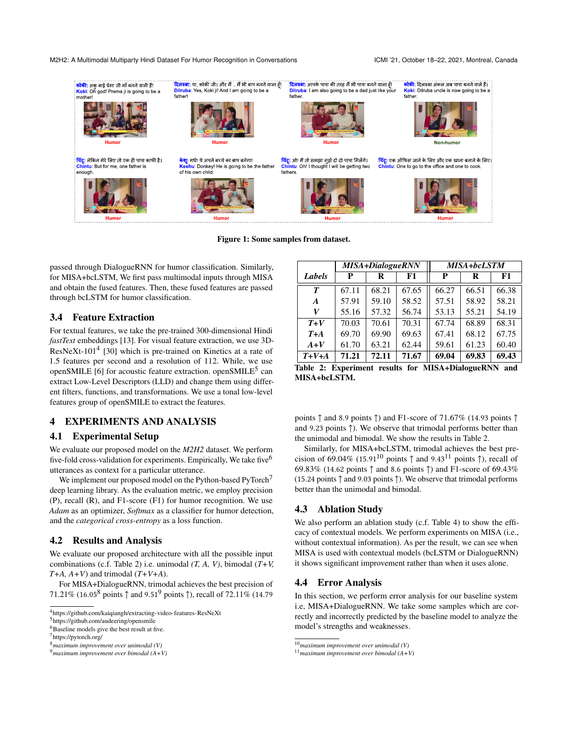Figure 1: Some samples from dataset.

passed through DialogueRNN for humor classification. Similarly, for MISA+bcLSTM, We first pass multimodal inputs through MISA and obtain the fused features. Then, these fused features are passed through bcLSTM for humor classification.

## 3.4 Feature Extraction

For textual features, we take the pre-trained 300-dimensional Hindi *fastText* embeddings [13]. For visual feature extraction, we use 3D-ResNeXt-101[4] [30] which is pre-trained on Kinetics at a rate of 1.5 features per second and a resolution of 112. While, we use openSMILE [6] for acoustic feature extraction. openSMILE[5] can extract Low-Level Descriptors (LLD) and change them using different filters, functions, and transformations. We use a tonal low-level features group of openSMILE to extract the features.

# 4 EXPERIMENTS AND ANALYSIS

## 4.1 Experimental Setup

We evaluate our proposed model on the *M2H2* dataset. We perform five-fold cross-validation for experiments. Empirically, We take five[6] utterances as context for a particular utterance.

We implement our proposed model on the Python-based PyTorch[7] deep learning library. As the evaluation metric, we employ precision (P), recall (R), and F1-score (F1) for humor recognition. We use *Adam* as an optimizer, *Softmax* as a classifier for humor detection, and the *categorical cross-entropy* as a loss function.

## 4.2 Results and Analysis

We evaluate our proposed architecture with all the possible input combinations (c.f. Table 2) i.e. unimodal *(T, A, V)*, bimodal (*T+V, T+A, A+V*) and trimodal (*T+V+A*).

For MISA+DialogueRNN, trimodal achieves the best precision of 71.21% (16.05[8] points ↑ and 9.51[9] points ↑), recall of 72.11% (14.79 points ↑ and 8.9 points ↑) and F1-score of 71.67% (14.93 points ↑ and 9.23 points ↑). We observe that trimodal performs better than the unimodal and bimodal. We show the results in Table 2.

| Labels | *MISA+DialogueRNN* | | | *MISA+bcLSTM* | | |
|---|---|---|---|---|---|---|
| | P | R | F1 | P | R | F1 |
| ***T*** | 67.11 | 68.21 | 67.65 | 66.27 | 66.51 | 66.38 |
| ***A*** | 57.91 | 59.10 | 58.52 | 57.51 | 58.92 | 58.21 |
| ***V*** | 55.16 | 57.32 | 56.74 | 53.13 | 55.21 | 54.19 |
| ***T+V*** | 70.03 | 70.61 | 70.31 | 67.74 | 68.89 | 68.31 |
| ***T+A*** | 69.70 | 69.90 | 69.63 | 67.41 | 68.12 | 67.75 |
| ***A+V*** | 61.70 | 63.21 | 62.44 | 59.61 | 61.23 | 60.40 |
| ***T+V+A*** | **71.21** | **72.11** | **71.67** | **69.04** | **69.83** | **69.43** |

**Table 2: Experiment results for MISA+DialogueRNN and MISA+bcLSTM.**

Similarly, for MISA+bcLSTM, trimodal achieves the best precision of 69.04% (15.91[10] points ↑ and 9.43[11] points ↑), recall of 69.83% (14.62 points ↑ and 8.6 points ↑) and F1-score of 69.43% (15.24 points ↑ and 9.03 points ↑). We observe that trimodal performs better than the unimodal and bimodal.

## 4.3 Ablation Study

We also perform an ablation study (c.f. Table 4) to show the efficacy of contextual models. We perform experiments on MISA (i.e., without contextual information). As per the result, we can see when MISA is used with contextual models (bcLSTM or DialogueRNN) it shows significant improvement rather than when it uses alone.

## 4.4 Error Analysis

In this section, we perform error analysis for our baseline system i.e, MISA+DialogueRNN. We take some samples which are correctly and incorrectly predicted by the baseline model to analyze the model's strengths and weaknesses.

[4] https://github.com/kaiqiangh/extracting-video-features-ResNeXt
[5] https://github.com/audeering/opensmile
[6] Baseline models give the best result at five.
[7] https://pytorch.org/
[8] *maximum improvement over unimodal (V)*
[9] *maximum improvement over bimodal (A+V)*
[10] *maximum improvement over unimodal (V)*
[11] *maximum improvement over bimodal (A+V)*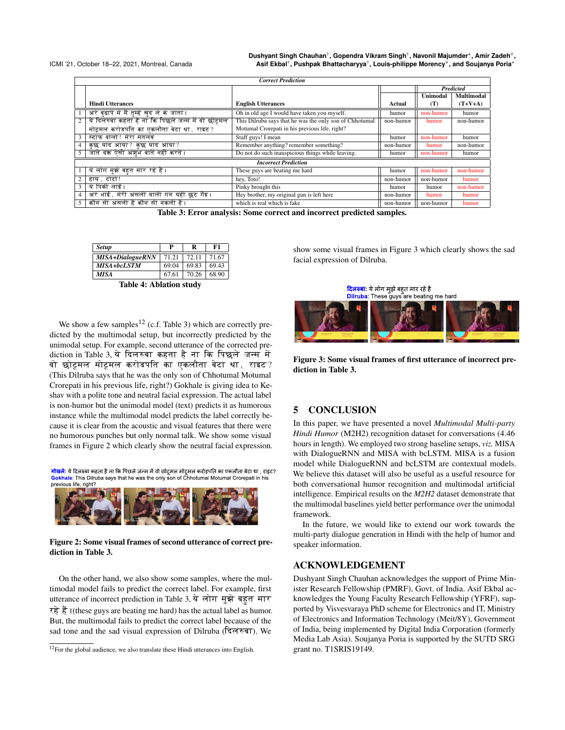| | *Correct Prediction* | | | | |
|---|---|---|---|---|---|
| | **Hindi Utterances** | **English Utterances** | **Actual** | ***Predicted*** **Unimodal (T)** | **Multimodal (T+V+A)** |
| 1 | अरे बुढ़ापे में मैं तुम्हें खुद ले के जाता। | Oh in old age I would have taken you myself. | humor | non-humor | humor |
| 2 | ये दिलरुबा कहता है ना कि पिछले जन्म में वो छोटूमल मोटूमल करोड़पति का एकलौता बेटा था, राइट? | This Dilruba says that he was the only son of Chhotumal Motumal Crorepati in his previous life, right? | non-humor | humor | non-humor |
| 3 | स्टाफ वालो! मेरा मतलब | Staff guys! I mean | humor | non-humor | humor |
| 4 | कुछ याद आया? कुछ याद आया? | Remember anything? remember something? | non-humor | humor | non-humor |
| 5 | जाते वक्त ऐसी अशुभ बातें नहीं करते। | Do not do such inauspicious things while leaving. | humor | non-humor | humor |
| | *Incorrect Prediction* | | | | |
| 1 | ये लोग मुझे बहुत मार रहे हैं। | These guys are beating me hard | humor | non-humor | non-humor |
| 2 | हाय, टोटो! | hey, Toto! | non-humor | non-humor | humor |
| 3 | ये पिंकी लाई। | Pinky brought this | humor | humor | non-humor |
| 4 | अरे भाई, मेरी असली वाली गन यहीं छूट गई। | Hey brother, my original gun is left here | non-humor | humor | humor |
| 5 | कौन सी असली है कौन सी नकली है। | which is real which is fake | non-humor | non-humor | humor |

**Table 3: Error analysis: Some correct and incorrect predicted samples.**

| *Setup* | P | R | F1 |
|---|---|---|---|
| *MISA+DialogueRNN* | 71.21 | 72.11 | 71.67 |
| *MISA+bcLSTM* | 69.04 | 69.83 | 69.43 |
| *MISA* | 67.61 | 70.26 | 68.90 |

**Table 4: Ablation study**

We show a few samples[12] (c.f. Table 3) which are correctly predicted by the multimodal setup, but incorrectly predicted by the unimodal setup. For example, second utterance of the corrected prediction in Table 3, ये दिलरुबा कहता है ना कि पिछले जन्म में वो छोटूमल मोटूमल करोड़पति का एकलौता बेटा था, राइट? (This Dilruba says that he was the only son of Chhotumal Motumal Crorepati in his previous life, right?) Gokhale is giving idea to Keshav with a polite tone and neutral facial expression. The actual label is non-humor but the unimodal model (text) predicts it as humorous instance while the multimodal model predicts the label correctly because it is clear from the acoustic and visual features that there were no humorous punches but only normal talk. We show some visual frames in Figure 2 which clearly show the neutral facial expression.

गोखले: ये दिलरुबा कहता है ना कि पिछले जन्म में वो छोटूमल मोटूमल करोड़पति का एकलौता बेटा था , राइट?
Gokhale: This Dilruba says that he was the only son of Chhotumal Motumal Crorepati in his previous life, right?

**Figure 2: Some visual frames of second utterance of correct prediction in Table 3.**

On the other hand, we also show some samples, where the multimodal model fails to predict the correct label. For example, first utterance of incorrect prediction in Table 3, ये लोग मुझे बहुत मार रहे हैं।(these guys are beating me hard) has the actual label as humor. But, the multimodal fails to predict the correct label because of the sad tone and the sad visual expression of Dilruba (दिलरुबा). We show some visual frames in Figure 3 which clearly shows the sad facial expression of Dilruba.

[12]For the global audience, we also translate these Hindi utterances into English.

दिलरुबा: ये लोग मुझे बहुत मार रहे है
Dilruba: These guys are beating me hard

**Figure 3: Some visual frames of first utterance of incorrect prediction in Table 3.**

## 5 CONCLUSION

In this paper, we have presented a novel *Multimodal Multi-party Hindi Humor* (M2H2) recognition dataset for conversations (4.46 hours in length). We employed two strong baseline setups, *viz.* MISA with DialogueRNN and MISA with bcLSTM. MISA is a fusion model while DialogueRNN and bcLSTM are contextual models. We believe this dataset will also be useful as a useful resource for both conversational humor recognition and multimodal artificial intelligence. Empirical results on the *M2H2* dataset demonstrate that the multimodal baselines yield better performance over the unimodal framework.

In the future, we would like to extend our work towards the multi-party dialogue generation in Hindi with the help of humor and speaker information.

## ACKNOWLEDGEMENT

Dushyant Singh Chauhan acknowledges the support of Prime Minister Research Fellowship (PMRF), Govt. of India. Asif Ekbal acknowledges the Young Faculty Research Fellowship (YFRF), supported by Visvesvaraya PhD scheme for Electronics and IT, Ministry of Electronics and Information Technology (Meit/8Y), Government of India, being implemented by Digital India Corporation (formerly Media Lab Asia). Soujanya Poria is supported by the SUTD SRG grant no. T1SRIS19149.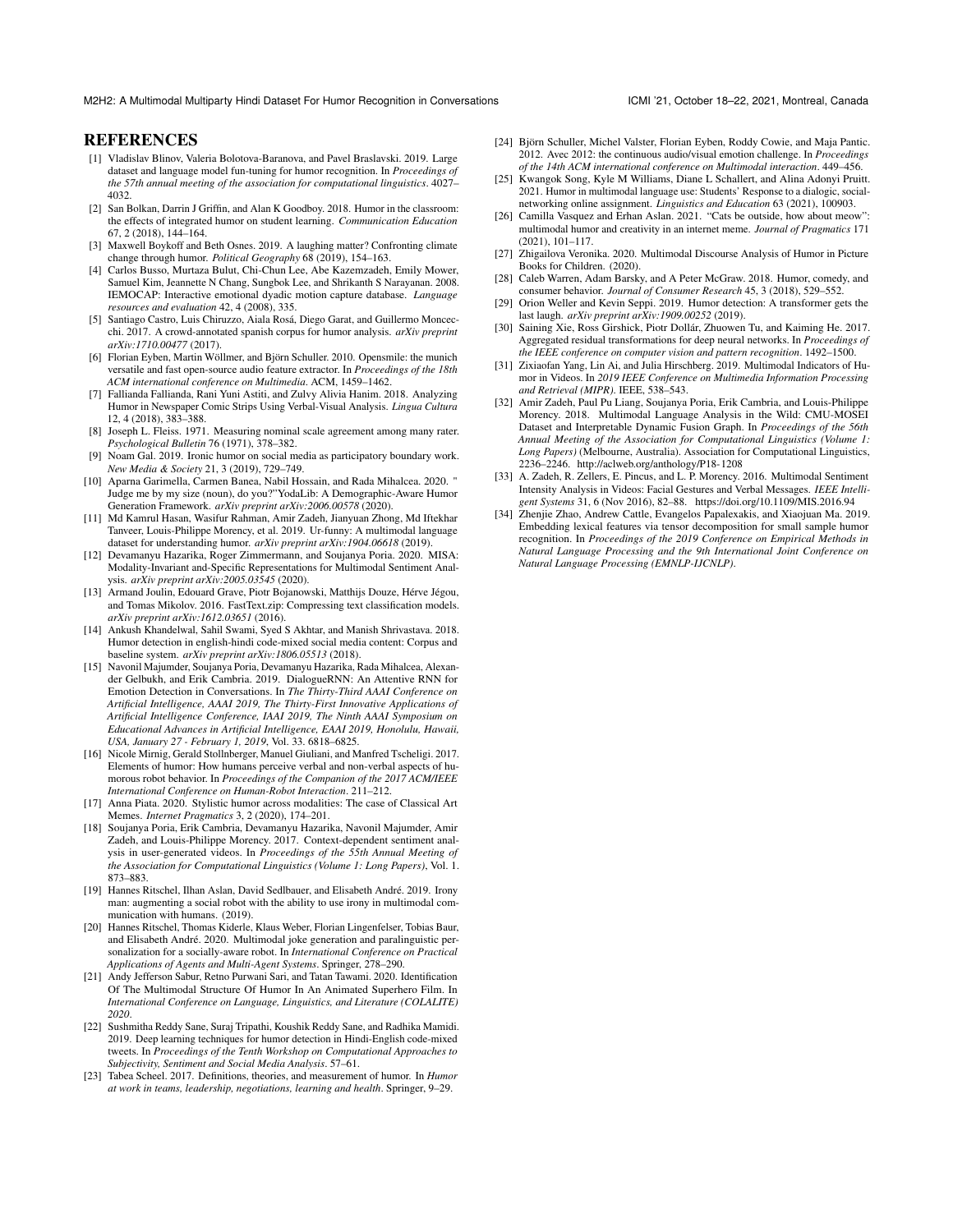# REFERENCES

[1] Vladislav Blinov, Valeria Bolotova-Baranova, and Pavel Braslavski. 2019. Large dataset and language model fun-tuning for humor recognition. In *Proceedings of the 57th annual meeting of the association for computational linguistics*. 4027–4032.

[2] San Bolkan, Darrin J Griffin, and Alan K Goodboy. 2018. Humor in the classroom: the effects of integrated humor on student learning. *Communication Education* 67, 2 (2018), 144–164.

[3] Maxwell Boykoff and Beth Osnes. 2019. A laughing matter? Confronting climate change through humor. *Political Geography* 68 (2019), 154–163.

[4] Carlos Busso, Murtaza Bulut, Chi-Chun Lee, Abe Kazemzadeh, Emily Mower, Samuel Kim, Jeannette N Chang, Sungbok Lee, and Shrikanth S Narayanan. 2008. IEMOCAP: Interactive emotional dyadic motion capture database. *Language resources and evaluation* 42, 4 (2008), 335.

[5] Santiago Castro, Luis Chiruzzo, Aiala Rosá, Diego Garat, and Guillermo Moncecchi. 2017. A crowd-annotated spanish corpus for humor analysis. *arXiv preprint arXiv:1710.00477* (2017).

[6] Florian Eyben, Martin Wöllmer, and Björn Schuller. 2010. Opensmile: the munich versatile and fast open-source audio feature extractor. In *Proceedings of the 18th ACM international conference on Multimedia*. ACM, 1459–1462.

[7] Fallianda Fallianda, Rani Yuni Astiti, and Zulvy Alivia Hanim. 2018. Analyzing Humor in Newspaper Comic Strips Using Verbal-Visual Analysis. *Lingua Cultura* 12, 4 (2018), 383–388.

[8] Joseph L. Fleiss. 1971. Measuring nominal scale agreement among many rater. *Psychological Bulletin* 76 (1971), 378–382.

[9] Noam Gal. 2019. Ironic humor on social media as participatory boundary work. *New Media & Society* 21, 3 (2019), 729–749.

[10] Aparna Garimella, Carmen Banea, Nabil Hossain, and Rada Mihalcea. 2020. " Judge me by my size (noun), do you?"YodaLib: A Demographic-Aware Humor Generation Framework. *arXiv preprint arXiv:2006.00578* (2020).

[11] Md Kamrul Hasan, Wasifur Rahman, Amir Zadeh, Jianyuan Zhong, Md Iftekhar Tanveer, Louis-Philippe Morency, et al. 2019. Ur-funny: A multimodal language dataset for understanding humor. *arXiv preprint arXiv:1904.06618* (2019).

[12] Devamanyu Hazarika, Roger Zimmermann, and Soujanya Poria. 2020. MISA: Modality-Invariant and-Specific Representations for Multimodal Sentiment Analysis. *arXiv preprint arXiv:2005.03545* (2020).

[13] Armand Joulin, Edouard Grave, Piotr Bojanowski, Matthijs Douze, Hérve Jégou, and Tomas Mikolov. 2016. FastText.zip: Compressing text classification models. *arXiv preprint arXiv:1612.03651* (2016).

[14] Ankush Khandelwal, Sahil Swami, Syed S Akhtar, and Manish Shrivastava. 2018. Humor detection in english-hindi code-mixed social media content: Corpus and baseline system. *arXiv preprint arXiv:1806.05513* (2018).

[15] Navonil Majumder, Soujanya Poria, Devamanyu Hazarika, Rada Mihalcea, Alexander Gelbukh, and Erik Cambria. 2019. DialogueRNN: An Attentive RNN for Emotion Detection in Conversations. In *The Thirty-Third AAAI Conference on Artificial Intelligence, AAAI 2019, The Thirty-First Innovative Applications of Artificial Intelligence Conference, IAAI 2019, The Ninth AAAI Symposium on Educational Advances in Artificial Intelligence, EAAI 2019, Honolulu, Hawaii, USA, January 27 - February 1, 2019*, Vol. 33. 6818–6825.

[16] Nicole Mirnig, Gerald Stollnberger, Manuel Giuliani, and Manfred Tscheligi. 2017. Elements of humor: How humans perceive verbal and non-verbal aspects of humorous robot behavior. In *Proceedings of the Companion of the 2017 ACM/IEEE International Conference on Human-Robot Interaction*. 211–212.

[17] Anna Piata. 2020. Stylistic humor across modalities: The case of Classical Art Memes. *Internet Pragmatics* 3, 2 (2020), 174–201.

[18] Soujanya Poria, Erik Cambria, Devamanyu Hazarika, Navonil Majumder, Amir Zadeh, and Louis-Philippe Morency. 2017. Context-dependent sentiment analysis in user-generated videos. In *Proceedings of the 55th Annual Meeting of the Association for Computational Linguistics (Volume 1: Long Papers)*, Vol. 1. 873–883.

[19] Hannes Ritschel, Ilhan Aslan, David Sedlbauer, and Elisabeth André. 2019. Irony man: augmenting a social robot with the ability to use irony in multimodal communication with humans. (2019).

[20] Hannes Ritschel, Thomas Kiderle, Klaus Weber, Florian Lingenfelser, Tobias Baur, and Elisabeth André. 2020. Multimodal joke generation and paralinguistic personalization for a socially-aware robot. In *International Conference on Practical Applications of Agents and Multi-Agent Systems*. Springer, 278–290.

[21] Andy Jefferson Sabur, Retno Purwani Sari, and Tatan Tawami. 2020. Identification Of The Multimodal Structure Of Humor In An Animated Superhero Film. In *International Conference on Language, Linguistics, and Literature (COLALITE) 2020*.

[22] Sushmitha Reddy Sane, Suraj Tripathi, Koushik Reddy Sane, and Radhika Mamidi. 2019. Deep learning techniques for humor detection in Hindi-English code-mixed tweets. In *Proceedings of the Tenth Workshop on Computational Approaches to Subjectivity, Sentiment and Social Media Analysis*. 57–61.

[23] Tabea Scheel. 2017. Definitions, theories, and measurement of humor. In *Humor at work in teams, leadership, negotiations, learning and health*. Springer, 9–29.

[24] Björn Schuller, Michel Valster, Florian Eyben, Roddy Cowie, and Maja Pantic. 2012. Avec 2012: the continuous audio/visual emotion challenge. In *Proceedings of the 14th ACM international conference on Multimodal interaction*. 449–456.

[25] Kwangok Song, Kyle M Williams, Diane L Schallert, and Alina Adonyi Pruitt. 2021. Humor in multimodal language use: Students' Response to a dialogic, social-networking online assignment. *Linguistics and Education* 63 (2021), 100903.

[26] Camilla Vasquez and Erhan Aslan. 2021. "Cats be outside, how about meow": multimodal humor and creativity in an internet meme. *Journal of Pragmatics* 171 (2021), 101–117.

[27] Zhigailova Veronika. 2020. Multimodal Discourse Analysis of Humor in Picture Books for Children. (2020).

[28] Caleb Warren, Adam Barsky, and A Peter McGraw. 2018. Humor, comedy, and consumer behavior. *Journal of Consumer Research* 45, 3 (2018), 529–552.

[29] Orion Weller and Kevin Seppi. 2019. Humor detection: A transformer gets the last laugh. *arXiv preprint arXiv:1909.00252* (2019).

[30] Saining Xie, Ross Girshick, Piotr Dollár, Zhuowen Tu, and Kaiming He. 2017. Aggregated residual transformations for deep neural networks. In *Proceedings of the IEEE conference on computer vision and pattern recognition*. 1492–1500.

[31] Zixiaofan Yang, Lin Ai, and Julia Hirschberg. 2019. Multimodal Indicators of Humor in Videos. In *2019 IEEE Conference on Multimedia Information Processing and Retrieval (MIPR)*. IEEE, 538–543.

[32] Amir Zadeh, Paul Pu Liang, Soujanya Poria, Erik Cambria, and Louis-Philippe Morency. 2018. Multimodal Language Analysis in the Wild: CMU-MOSEI Dataset and Interpretable Dynamic Fusion Graph. In *Proceedings of the 56th Annual Meeting of the Association for Computational Linguistics (Volume 1: Long Papers)* (Melbourne, Australia). Association for Computational Linguistics, 2236–2246. http://aclweb.org/anthology/P18-1208

[33] A. Zadeh, R. Zellers, E. Pincus, and L. P. Morency. 2016. Multimodal Sentiment Intensity Analysis in Videos: Facial Gestures and Verbal Messages. *IEEE Intelligent Systems* 31, 6 (Nov 2016), 82–88. https://doi.org/10.1109/MIS.2016.94

[34] Zhenjie Zhao, Andrew Cattle, Evangelos Papalexakis, and Xiaojuan Ma. 2019. Embedding lexical features via tensor decomposition for small sample humor recognition. In *Proceedings of the 2019 Conference on Empirical Methods in Natural Language Processing and the 9th International Joint Conference on Natural Language Processing (EMNLP-IJCNLP)*.